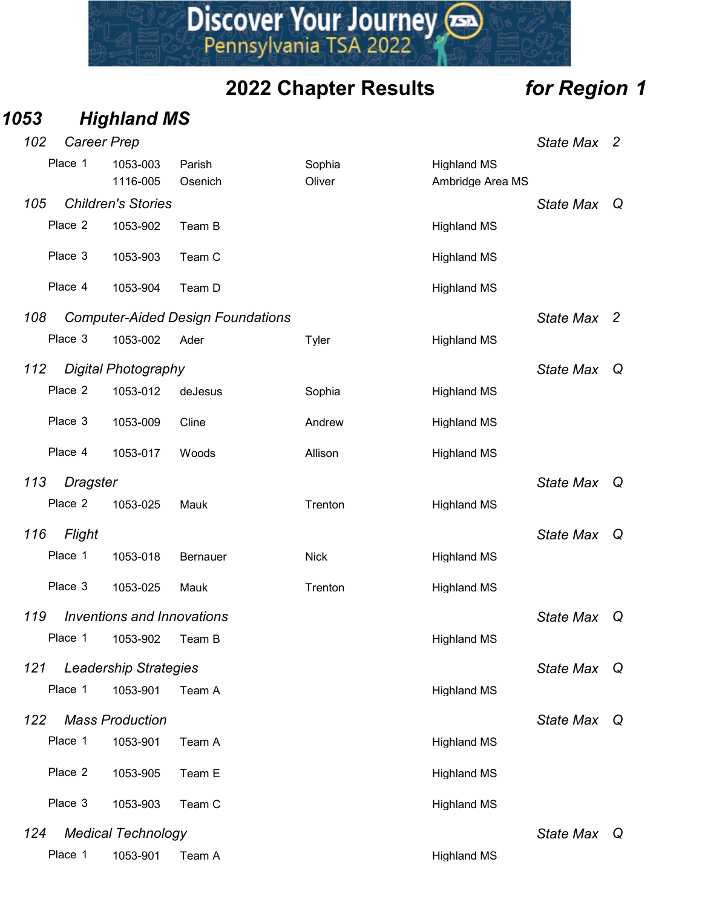Discover Your Journey
Pennsylvania TSA 2022

# 2022 Chapter Results *for Region 1*

## *1053 Highland MS*

### *102 Career Prep* — *State Max* 2

| Place | ID | Last Name | First Name | School |
|---|---|---|---|---|
| Place 1 | 1053-003 | Parish | Sophia | Highland MS |
| | 1116-005 | Osenich | Oliver | Ambridge Area MS |

### *105 Children's Stories* — *State Max* Q

| Place | ID | Team | | School |
|---|---|---|---|---|
| Place 2 | 1053-902 | Team B | | Highland MS |
| Place 3 | 1053-903 | Team C | | Highland MS |
| Place 4 | 1053-904 | Team D | | Highland MS |

### *108 Computer-Aided Design Foundations* — *State Max* 2

| Place | ID | Last Name | First Name | School |
|---|---|---|---|---|
| Place 3 | 1053-002 | Ader | Tyler | Highland MS |

### *112 Digital Photography* — *State Max* Q

| Place | ID | Last Name | First Name | School |
|---|---|---|---|---|
| Place 2 | 1053-012 | deJesus | Sophia | Highland MS |
| Place 3 | 1053-009 | Cline | Andrew | Highland MS |
| Place 4 | 1053-017 | Woods | Allison | Highland MS |

### *113 Dragster* — *State Max* Q

| Place | ID | Last Name | First Name | School |
|---|---|---|---|---|
| Place 2 | 1053-025 | Mauk | Trenton | Highland MS |

### *116 Flight* — *State Max* Q

| Place | ID | Last Name | First Name | School |
|---|---|---|---|---|
| Place 1 | 1053-018 | Bernauer | Nick | Highland MS |
| Place 3 | 1053-025 | Mauk | Trenton | Highland MS |

### *119 Inventions and Innovations* — *State Max* Q

| Place | ID | Team | | School |
|---|---|---|---|---|
| Place 1 | 1053-902 | Team B | | Highland MS |

### *121 Leadership Strategies* — *State Max* Q

| Place | ID | Team | | School |
|---|---|---|---|---|
| Place 1 | 1053-901 | Team A | | Highland MS |

### *122 Mass Production* — *State Max* Q

| Place | ID | Team | | School |
|---|---|---|---|---|
| Place 1 | 1053-901 | Team A | | Highland MS |
| Place 2 | 1053-905 | Team E | | Highland MS |
| Place 3 | 1053-903 | Team C | | Highland MS |

### *124 Medical Technology* — *State Max* Q

| Place | ID | Team | | School |
|---|---|---|---|---|
| Place 1 | 1053-901 | Team A | | Highland MS |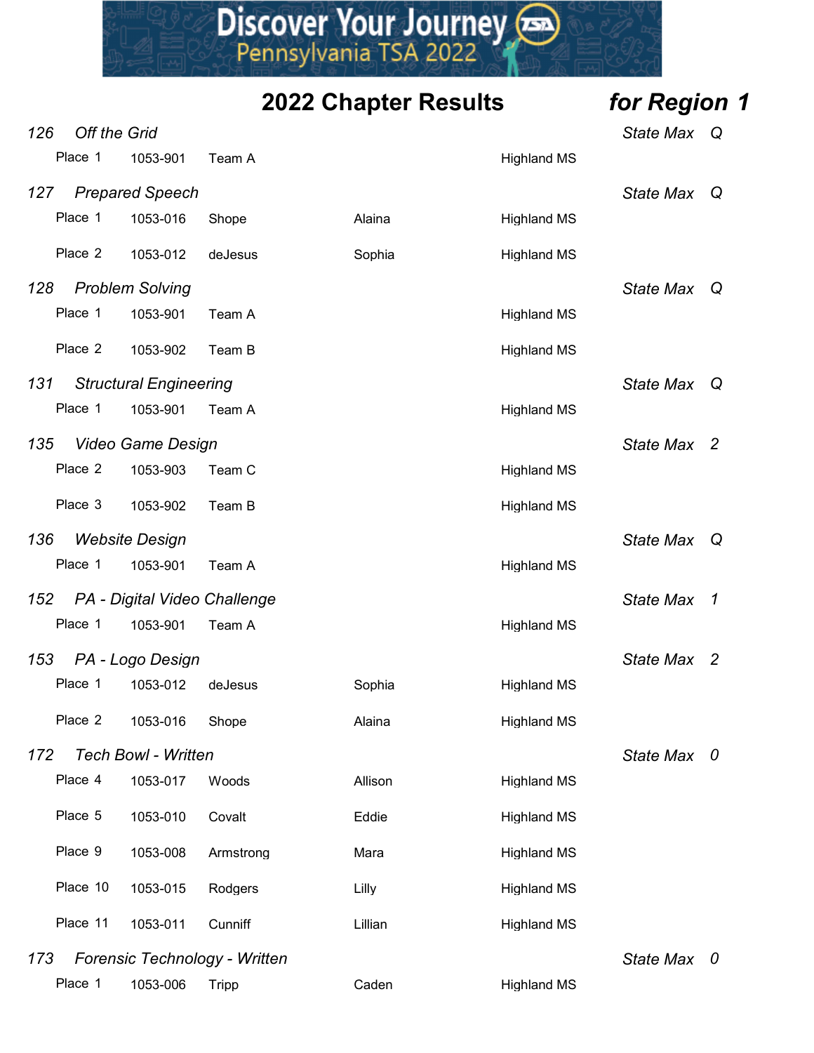Discover Your Journey
Pennsylvania TSA 2022

## 2022 Chapter Results *for Region 1*

### *126 Off the Grid* — *State Max Q*

| Place | ID | Last Name | First Name | School |
|---|---|---|---|---|
| Place 1 | 1053-901 | Team A | | Highland MS |

### *127 Prepared Speech* — *State Max Q*

| Place | ID | Last Name | First Name | School |
|---|---|---|---|---|
| Place 1 | 1053-016 | Shope | Alaina | Highland MS |
| Place 2 | 1053-012 | deJesus | Sophia | Highland MS |

### *128 Problem Solving* — *State Max Q*

| Place | ID | Last Name | First Name | School |
|---|---|---|---|---|
| Place 1 | 1053-901 | Team A | | Highland MS |
| Place 2 | 1053-902 | Team B | | Highland MS |

### *131 Structural Engineering* — *State Max Q*

| Place | ID | Last Name | First Name | School |
|---|---|---|---|---|
| Place 1 | 1053-901 | Team A | | Highland MS |

### *135 Video Game Design* — *State Max 2*

| Place | ID | Last Name | First Name | School |
|---|---|---|---|---|
| Place 2 | 1053-903 | Team C | | Highland MS |
| Place 3 | 1053-902 | Team B | | Highland MS |

### *136 Website Design* — *State Max Q*

| Place | ID | Last Name | First Name | School |
|---|---|---|---|---|
| Place 1 | 1053-901 | Team A | | Highland MS |

### *152 PA - Digital Video Challenge* — *State Max 1*

| Place | ID | Last Name | First Name | School |
|---|---|---|---|---|
| Place 1 | 1053-901 | Team A | | Highland MS |

### *153 PA - Logo Design* — *State Max 2*

| Place | ID | Last Name | First Name | School |
|---|---|---|---|---|
| Place 1 | 1053-012 | deJesus | Sophia | Highland MS |
| Place 2 | 1053-016 | Shope | Alaina | Highland MS |

### *172 Tech Bowl - Written* — *State Max 0*

| Place | ID | Last Name | First Name | School |
|---|---|---|---|---|
| Place 4 | 1053-017 | Woods | Allison | Highland MS |
| Place 5 | 1053-010 | Covalt | Eddie | Highland MS |
| Place 9 | 1053-008 | Armstrong | Mara | Highland MS |
| Place 10 | 1053-015 | Rodgers | Lilly | Highland MS |
| Place 11 | 1053-011 | Cunniff | Lillian | Highland MS |

### *173 Forensic Technology - Written* — *State Max 0*

| Place | ID | Last Name | First Name | School |
|---|---|---|---|---|
| Place 1 | 1053-006 | Tripp | Caden | Highland MS |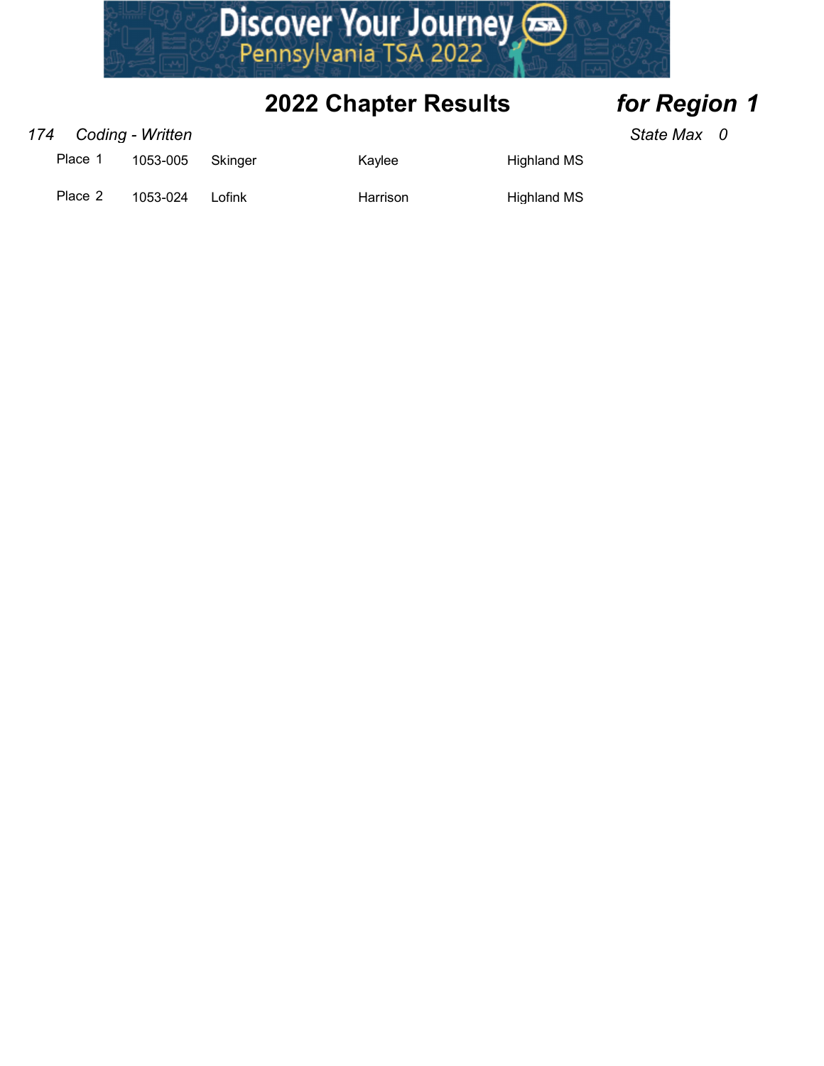## 2022 Chapter Results *for Region 1*

*174 Coding - Written* *State Max 0*

| Place | ID | Last Name | First Name | School |
|---|---|---|---|---|
| Place 1 | 1053-005 | Skinger | Kaylee | Highland MS |
| Place 2 | 1053-024 | Lofink | Harrison | Highland MS |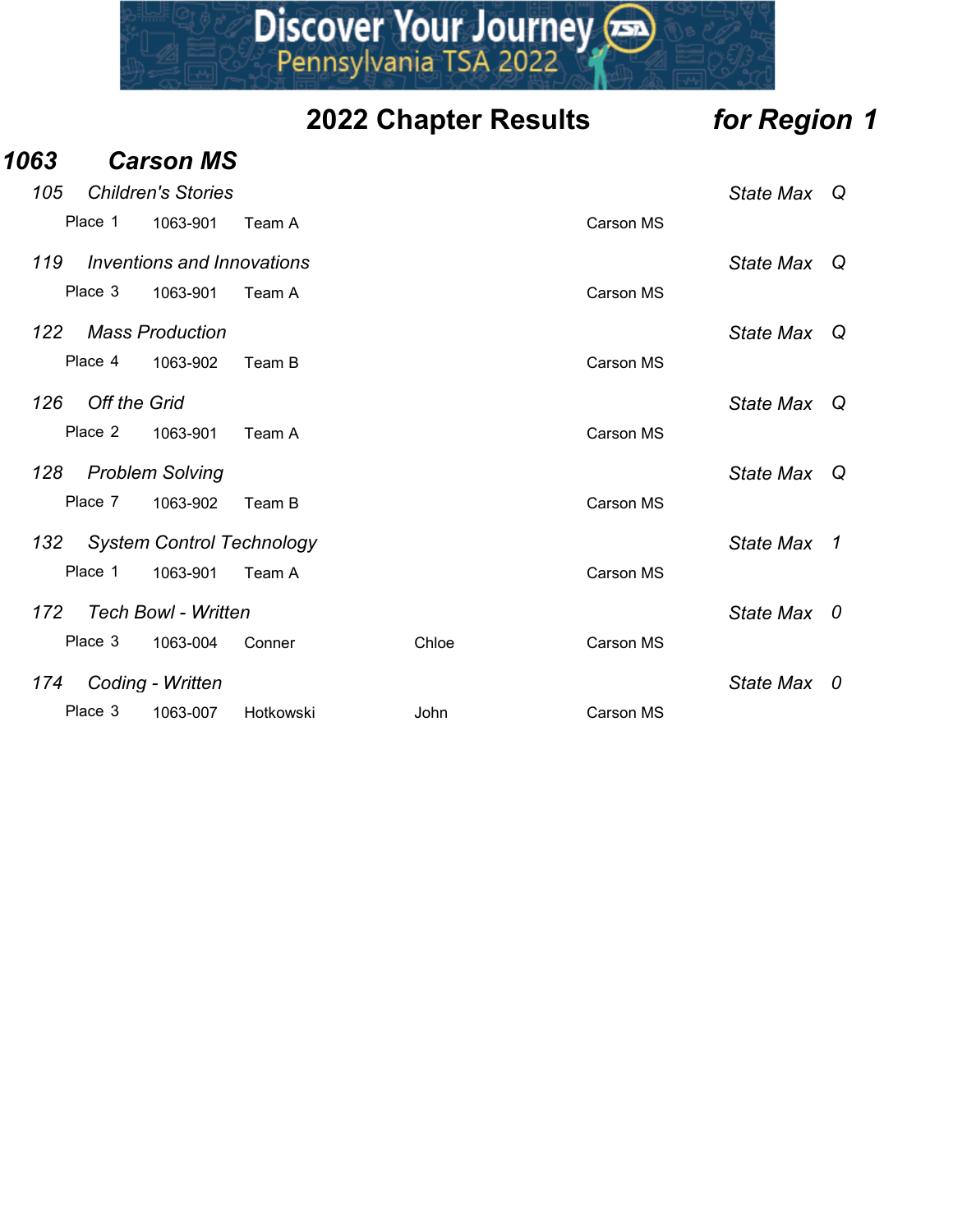Discover Your Journey
Pennsylvania TSA 2022

## 2022 Chapter Results *for Region 1*

### *1063 Carson MS*

*105 Children's Stories* — *State Max Q*

| Place | ID | Name | First | School |
|---|---|---|---|---|
| Place 1 | 1063-901 | Team A | | Carson MS |

*119 Inventions and Innovations* — *State Max Q*

| Place | ID | Name | First | School |
|---|---|---|---|---|
| Place 3 | 1063-901 | Team A | | Carson MS |

*122 Mass Production* — *State Max Q*

| Place | ID | Name | First | School |
|---|---|---|---|---|
| Place 4 | 1063-902 | Team B | | Carson MS |

*126 Off the Grid* — *State Max Q*

| Place | ID | Name | First | School |
|---|---|---|---|---|
| Place 2 | 1063-901 | Team A | | Carson MS |

*128 Problem Solving* — *State Max Q*

| Place | ID | Name | First | School |
|---|---|---|---|---|
| Place 7 | 1063-902 | Team B | | Carson MS |

*132 System Control Technology* — *State Max 1*

| Place | ID | Name | First | School |
|---|---|---|---|---|
| Place 1 | 1063-901 | Team A | | Carson MS |

*172 Tech Bowl - Written* — *State Max 0*

| Place | ID | Name | First | School |
|---|---|---|---|---|
| Place 3 | 1063-004 | Conner | Chloe | Carson MS |

*174 Coding - Written* — *State Max 0*

| Place | ID | Name | First | School |
|---|---|---|---|---|
| Place 3 | 1063-007 | Hotkowski | John | Carson MS |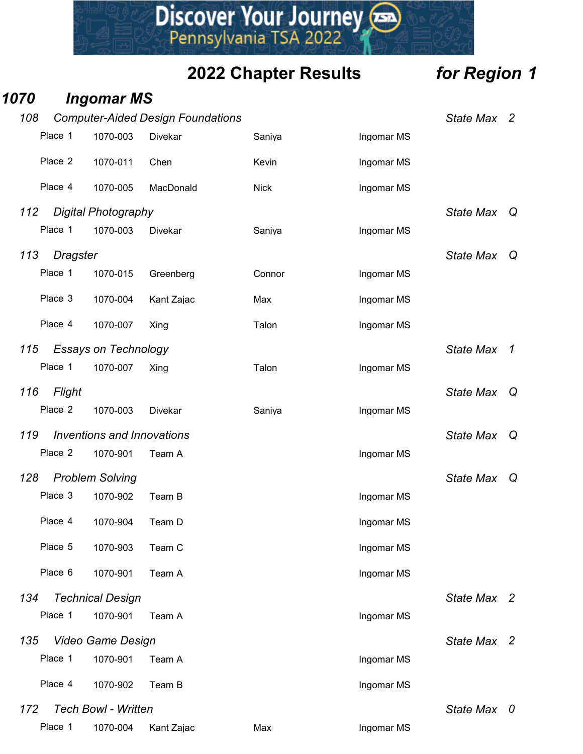# 2022 Chapter Results *for Region 1*

## *1070 Ingomar MS*

### *108 Computer-Aided Design Foundations* — *State Max 2*

| Place | ID | Last Name | First Name | School |
|---|---|---|---|---|
| Place 1 | 1070-003 | Divekar | Saniya | Ingomar MS |
| Place 2 | 1070-011 | Chen | Kevin | Ingomar MS |
| Place 4 | 1070-005 | MacDonald | Nick | Ingomar MS |

### *112 Digital Photography* — *State Max Q*

| Place | ID | Last Name | First Name | School |
|---|---|---|---|---|
| Place 1 | 1070-003 | Divekar | Saniya | Ingomar MS |

### *113 Dragster* — *State Max Q*

| Place | ID | Last Name | First Name | School |
|---|---|---|---|---|
| Place 1 | 1070-015 | Greenberg | Connor | Ingomar MS |
| Place 3 | 1070-004 | Kant Zajac | Max | Ingomar MS |
| Place 4 | 1070-007 | Xing | Talon | Ingomar MS |

### *115 Essays on Technology* — *State Max 1*

| Place | ID | Last Name | First Name | School |
|---|---|---|---|---|
| Place 1 | 1070-007 | Xing | Talon | Ingomar MS |

### *116 Flight* — *State Max Q*

| Place | ID | Last Name | First Name | School |
|---|---|---|---|---|
| Place 2 | 1070-003 | Divekar | Saniya | Ingomar MS |

### *119 Inventions and Innovations* — *State Max Q*

| Place | ID | Team | | School |
|---|---|---|---|---|
| Place 2 | 1070-901 | Team A | | Ingomar MS |

### *128 Problem Solving* — *State Max Q*

| Place | ID | Team | | School |
|---|---|---|---|---|
| Place 3 | 1070-902 | Team B | | Ingomar MS |
| Place 4 | 1070-904 | Team D | | Ingomar MS |
| Place 5 | 1070-903 | Team C | | Ingomar MS |
| Place 6 | 1070-901 | Team A | | Ingomar MS |

### *134 Technical Design* — *State Max 2*

| Place | ID | Team | | School |
|---|---|---|---|---|
| Place 1 | 1070-901 | Team A | | Ingomar MS |

### *135 Video Game Design* — *State Max 2*

| Place | ID | Team | | School |
|---|---|---|---|---|
| Place 1 | 1070-901 | Team A | | Ingomar MS |
| Place 4 | 1070-902 | Team B | | Ingomar MS |

### *172 Tech Bowl - Written* — *State Max 0*

| Place | ID | Last Name | First Name | School |
|---|---|---|---|---|
| Place 1 | 1070-004 | Kant Zajac | Max | Ingomar MS |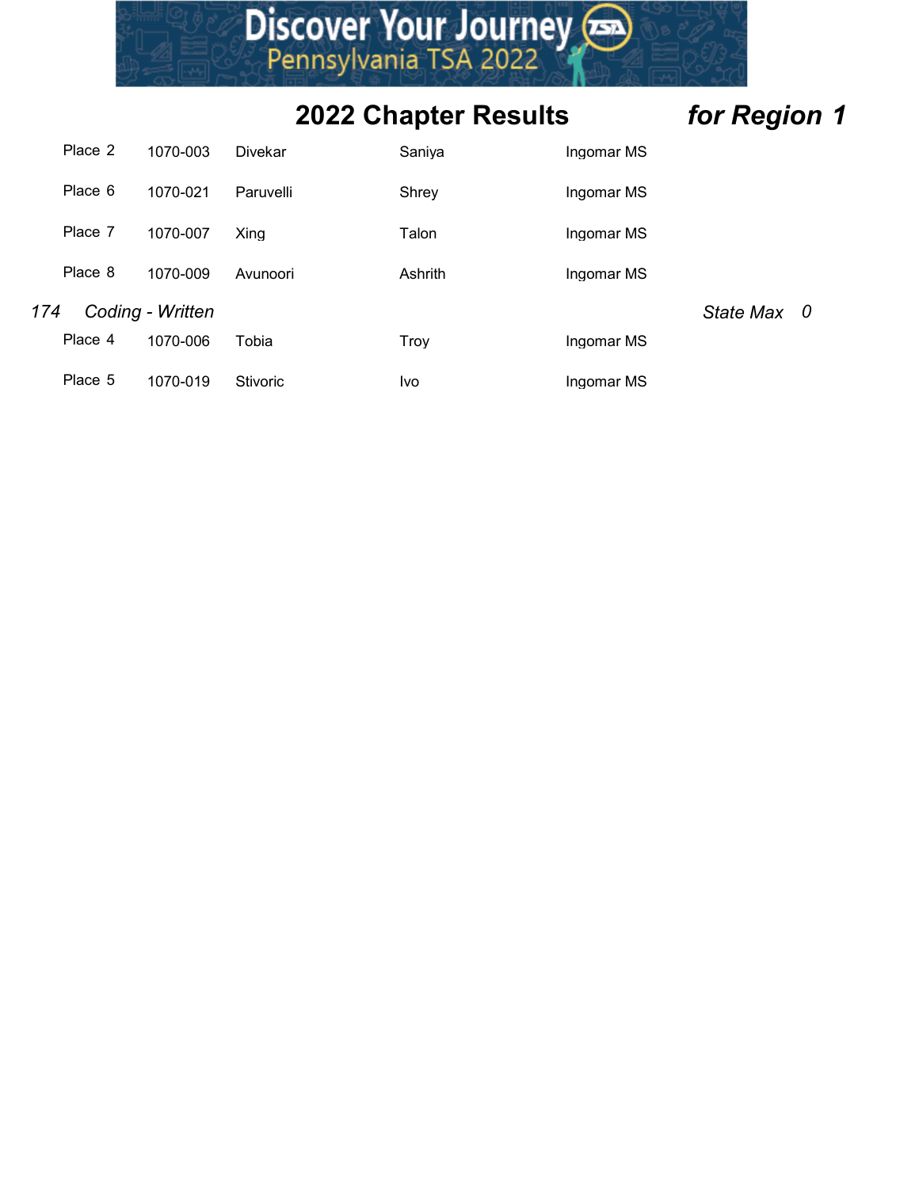## 2022 Chapter Results *for Region 1*

| Place | ID | Last Name | First Name | School |
|---|---|---|---|---|
| Place 2 | 1070-003 | Divekar | Saniya | Ingomar MS |
| Place 6 | 1070-021 | Paruvelli | Shrey | Ingomar MS |
| Place 7 | 1070-007 | Xing | Talon | Ingomar MS |
| Place 8 | 1070-009 | Avunoori | Ashrith | Ingomar MS |

*174 Coding - Written* *State Max 0*

| Place | ID | Last Name | First Name | School |
|---|---|---|---|---|
| Place 4 | 1070-006 | Tobia | Troy | Ingomar MS |
| Place 5 | 1070-019 | Stivoric | Ivo | Ingomar MS |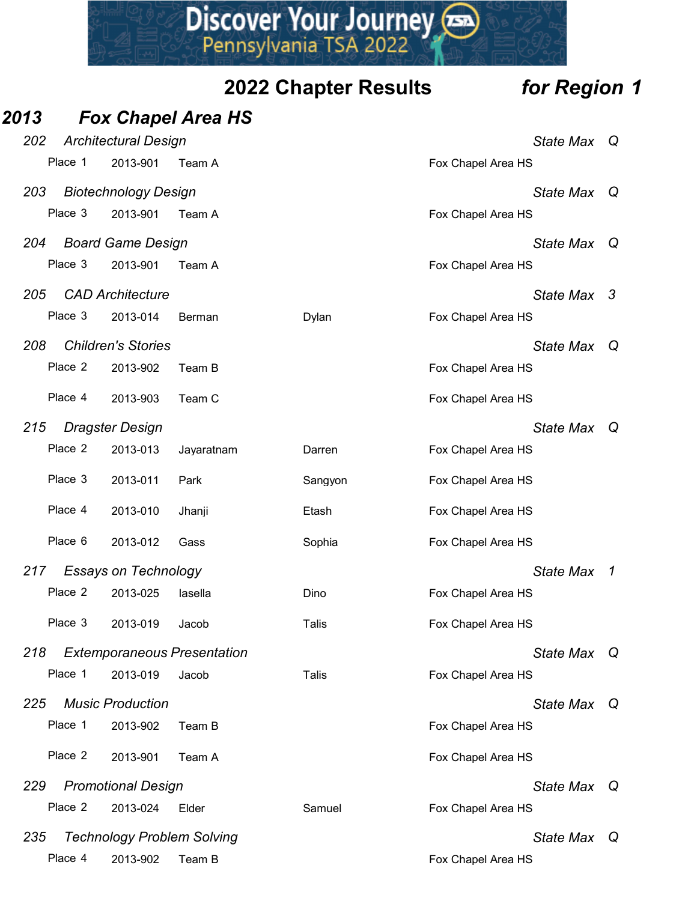Discover Your Journey
Pennsylvania TSA 2022

# 2022 Chapter Results *for Region 1*

## *2013 Fox Chapel Area HS*

### *202 Architectural Design* — *State Max Q*

| Place | ID | Name | | School |
|---|---|---|---|---|
| Place 1 | 2013-901 | Team A | | Fox Chapel Area HS |

### *203 Biotechnology Design* — *State Max Q*

| Place | ID | Name | | School |
|---|---|---|---|---|
| Place 3 | 2013-901 | Team A | | Fox Chapel Area HS |

### *204 Board Game Design* — *State Max Q*

| Place | ID | Name | | School |
|---|---|---|---|---|
| Place 3 | 2013-901 | Team A | | Fox Chapel Area HS |

### *205 CAD Architecture* — *State Max 3*

| Place | ID | Name | | School |
|---|---|---|---|---|
| Place 3 | 2013-014 | Berman | Dylan | Fox Chapel Area HS |

### *208 Children's Stories* — *State Max Q*

| Place | ID | Name | | School |
|---|---|---|---|---|
| Place 2 | 2013-902 | Team B | | Fox Chapel Area HS |
| Place 4 | 2013-903 | Team C | | Fox Chapel Area HS |

### *215 Dragster Design* — *State Max Q*

| Place | ID | Name | | School |
|---|---|---|---|---|
| Place 2 | 2013-013 | Jayaratnam | Darren | Fox Chapel Area HS |
| Place 3 | 2013-011 | Park | Sangyon | Fox Chapel Area HS |
| Place 4 | 2013-010 | Jhanji | Etash | Fox Chapel Area HS |
| Place 6 | 2013-012 | Gass | Sophia | Fox Chapel Area HS |

### *217 Essays on Technology* — *State Max 1*

| Place | ID | Name | | School |
|---|---|---|---|---|
| Place 2 | 2013-025 | Iasella | Dino | Fox Chapel Area HS |
| Place 3 | 2013-019 | Jacob | Talis | Fox Chapel Area HS |

### *218 Extemporaneous Presentation* — *State Max Q*

| Place | ID | Name | | School |
|---|---|---|---|---|
| Place 1 | 2013-019 | Jacob | Talis | Fox Chapel Area HS |

### *225 Music Production* — *State Max Q*

| Place | ID | Name | | School |
|---|---|---|---|---|
| Place 1 | 2013-902 | Team B | | Fox Chapel Area HS |
| Place 2 | 2013-901 | Team A | | Fox Chapel Area HS |

### *229 Promotional Design* — *State Max Q*

| Place | ID | Name | | School |
|---|---|---|---|---|
| Place 2 | 2013-024 | Elder | Samuel | Fox Chapel Area HS |

### *235 Technology Problem Solving* — *State Max Q*

| Place | ID | Name | | School |
|---|---|---|---|---|
| Place 4 | 2013-902 | Team B | | Fox Chapel Area HS |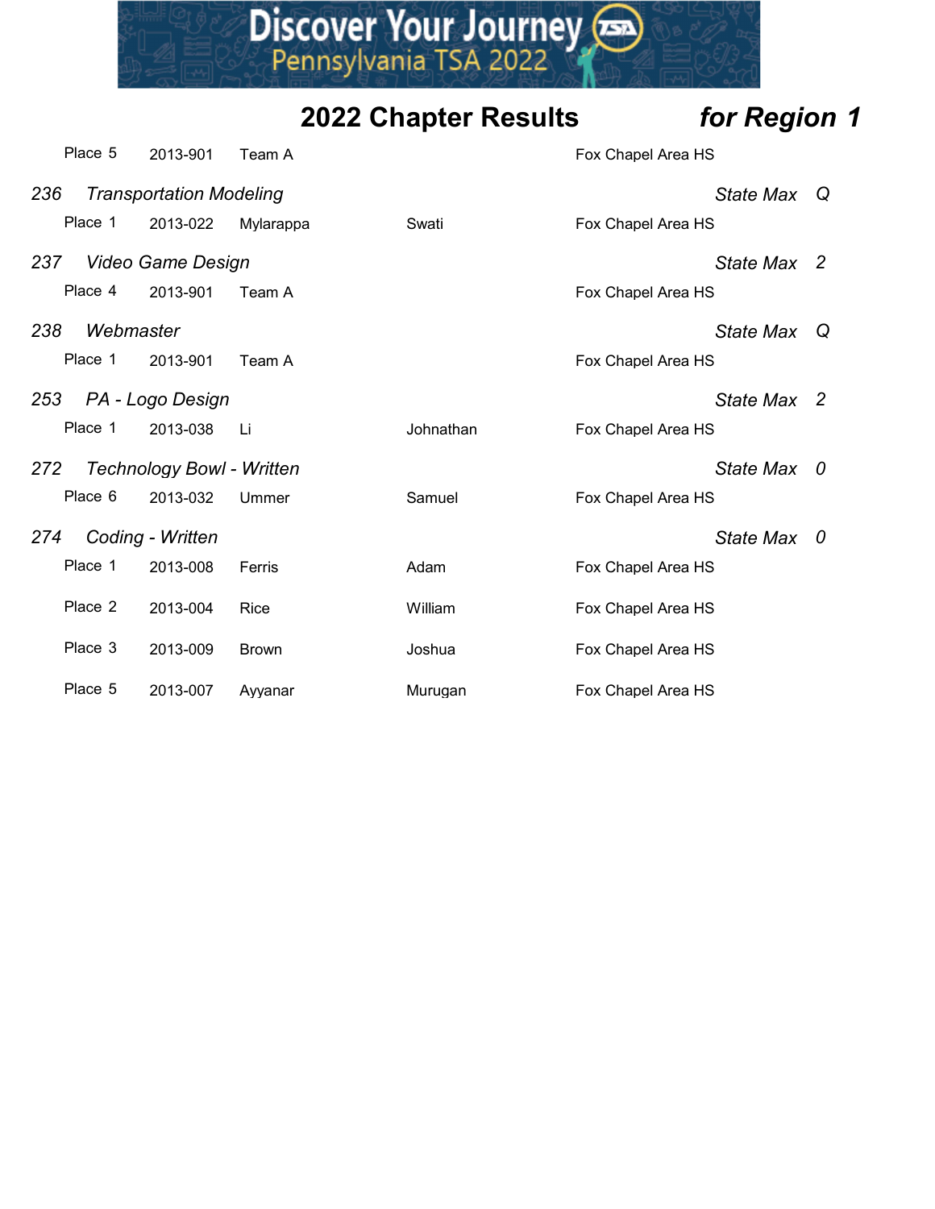## 2022 Chapter Results *for Region 1*

| | | | | |
|---|---|---|---|---|
| Place 5 | 2013-901 | Team A | | Fox Chapel Area HS |

### *236 Transportation Modeling* — *State Max Q*

| | | | | |
|---|---|---|---|---|
| Place 1 | 2013-022 | Mylarappa | Swati | Fox Chapel Area HS |

### *237 Video Game Design* — *State Max 2*

| | | | | |
|---|---|---|---|---|
| Place 4 | 2013-901 | Team A | | Fox Chapel Area HS |

### *238 Webmaster* — *State Max Q*

| | | | | |
|---|---|---|---|---|
| Place 1 | 2013-901 | Team A | | Fox Chapel Area HS |

### *253 PA - Logo Design* — *State Max 2*

| | | | | |
|---|---|---|---|---|
| Place 1 | 2013-038 | Li | Johnathan | Fox Chapel Area HS |

### *272 Technology Bowl - Written* — *State Max 0*

| | | | | |
|---|---|---|---|---|
| Place 6 | 2013-032 | Ummer | Samuel | Fox Chapel Area HS |

### *274 Coding - Written* — *State Max 0*

| | | | | |
|---|---|---|---|---|
| Place 1 | 2013-008 | Ferris | Adam | Fox Chapel Area HS |
| Place 2 | 2013-004 | Rice | William | Fox Chapel Area HS |
| Place 3 | 2013-009 | Brown | Joshua | Fox Chapel Area HS |
| Place 5 | 2013-007 | Ayyanar | Murugan | Fox Chapel Area HS |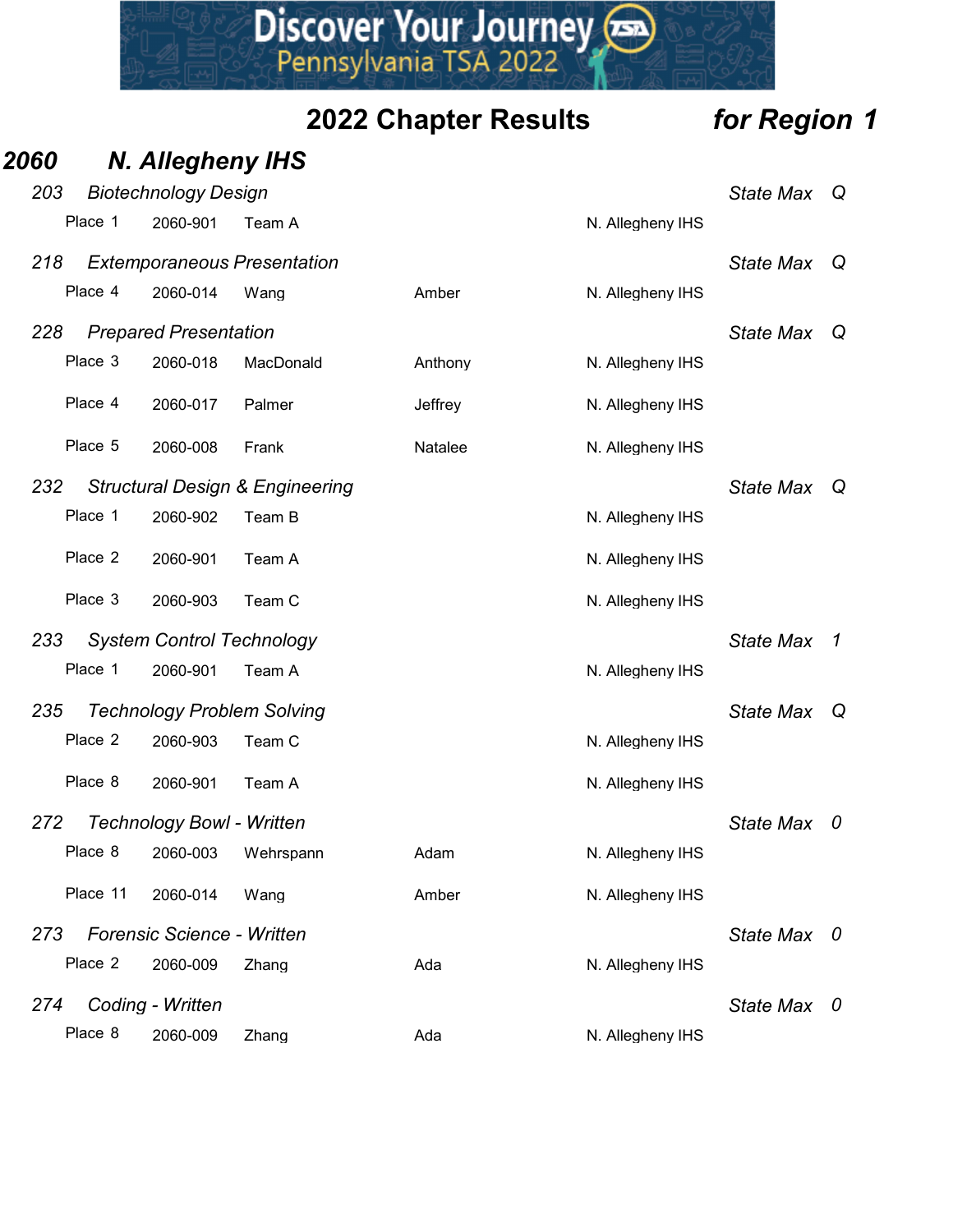## 2022 Chapter Results *for Region 1*

### *2060 N. Allegheny IHS*

*203 Biotechnology Design* — *State Max Q*

| Place | ID | Name | First | School |
|---|---|---|---|---|
| Place 1 | 2060-901 | Team A | | N. Allegheny IHS |

*218 Extemporaneous Presentation* — *State Max Q*

| Place | ID | Name | First | School |
|---|---|---|---|---|
| Place 4 | 2060-014 | Wang | Amber | N. Allegheny IHS |

*228 Prepared Presentation* — *State Max Q*

| Place | ID | Name | First | School |
|---|---|---|---|---|
| Place 3 | 2060-018 | MacDonald | Anthony | N. Allegheny IHS |
| Place 4 | 2060-017 | Palmer | Jeffrey | N. Allegheny IHS |
| Place 5 | 2060-008 | Frank | Natalee | N. Allegheny IHS |

*232 Structural Design & Engineering* — *State Max Q*

| Place | ID | Name | First | School |
|---|---|---|---|---|
| Place 1 | 2060-902 | Team B | | N. Allegheny IHS |
| Place 2 | 2060-901 | Team A | | N. Allegheny IHS |
| Place 3 | 2060-903 | Team C | | N. Allegheny IHS |

*233 System Control Technology* — *State Max 1*

| Place | ID | Name | First | School |
|---|---|---|---|---|
| Place 1 | 2060-901 | Team A | | N. Allegheny IHS |

*235 Technology Problem Solving* — *State Max Q*

| Place | ID | Name | First | School |
|---|---|---|---|---|
| Place 2 | 2060-903 | Team C | | N. Allegheny IHS |
| Place 8 | 2060-901 | Team A | | N. Allegheny IHS |

*272 Technology Bowl - Written* — *State Max 0*

| Place | ID | Name | First | School |
|---|---|---|---|---|
| Place 8 | 2060-003 | Wehrspann | Adam | N. Allegheny IHS |
| Place 11 | 2060-014 | Wang | Amber | N. Allegheny IHS |

*273 Forensic Science - Written* — *State Max 0*

| Place | ID | Name | First | School |
|---|---|---|---|---|
| Place 2 | 2060-009 | Zhang | Ada | N. Allegheny IHS |

*274 Coding - Written* — *State Max 0*

| Place | ID | Name | First | School |
|---|---|---|---|---|
| Place 8 | 2060-009 | Zhang | Ada | N. Allegheny IHS |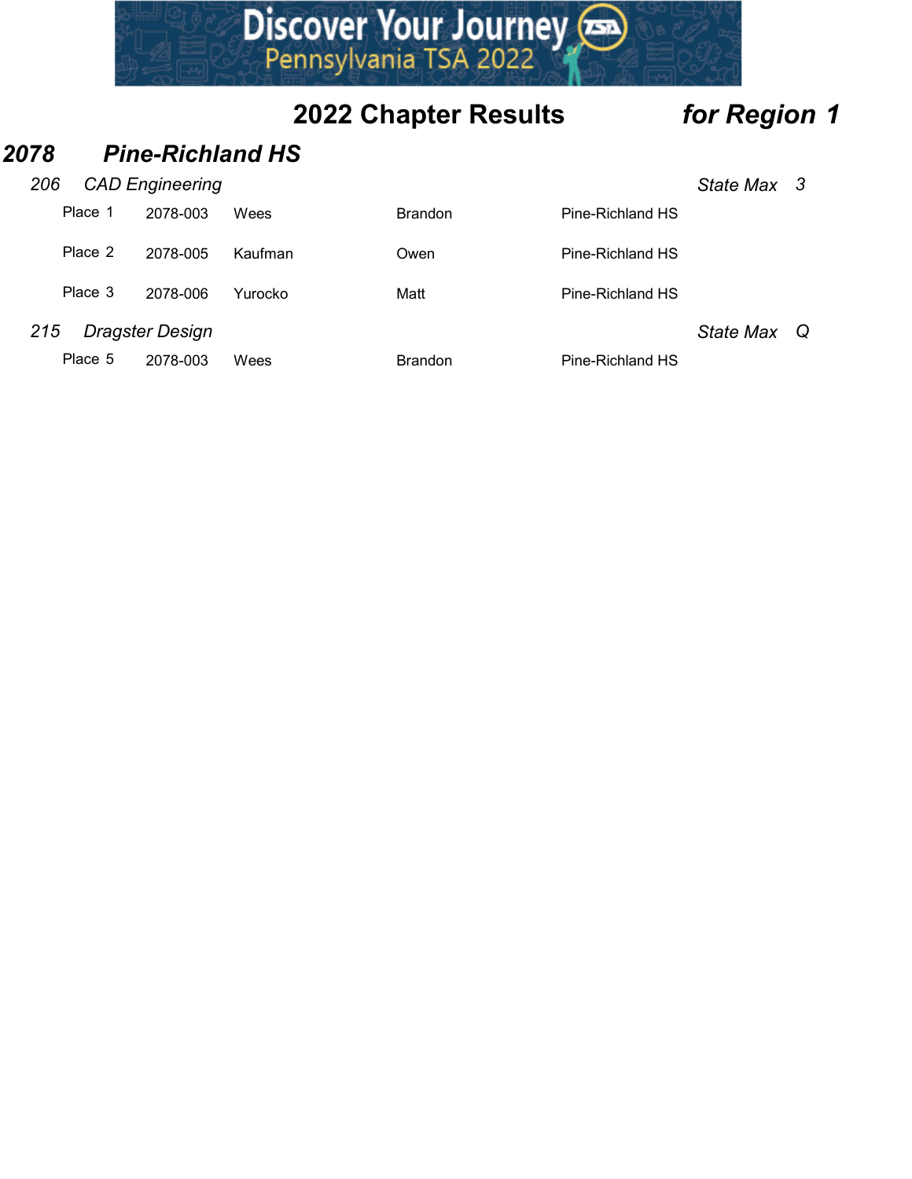## 2022 Chapter Results *for Region 1*

### *2078 Pine-Richland HS*

*206 CAD Engineering* — *State Max 3*

| Place | ID | Last Name | First Name | School |
|---|---|---|---|---|
| Place 1 | 2078-003 | Wees | Brandon | Pine-Richland HS |
| Place 2 | 2078-005 | Kaufman | Owen | Pine-Richland HS |
| Place 3 | 2078-006 | Yurocko | Matt | Pine-Richland HS |

*215 Dragster Design* — *State Max Q*

| Place | ID | Last Name | First Name | School |
|---|---|---|---|---|
| Place 5 | 2078-003 | Wees | Brandon | Pine-Richland HS |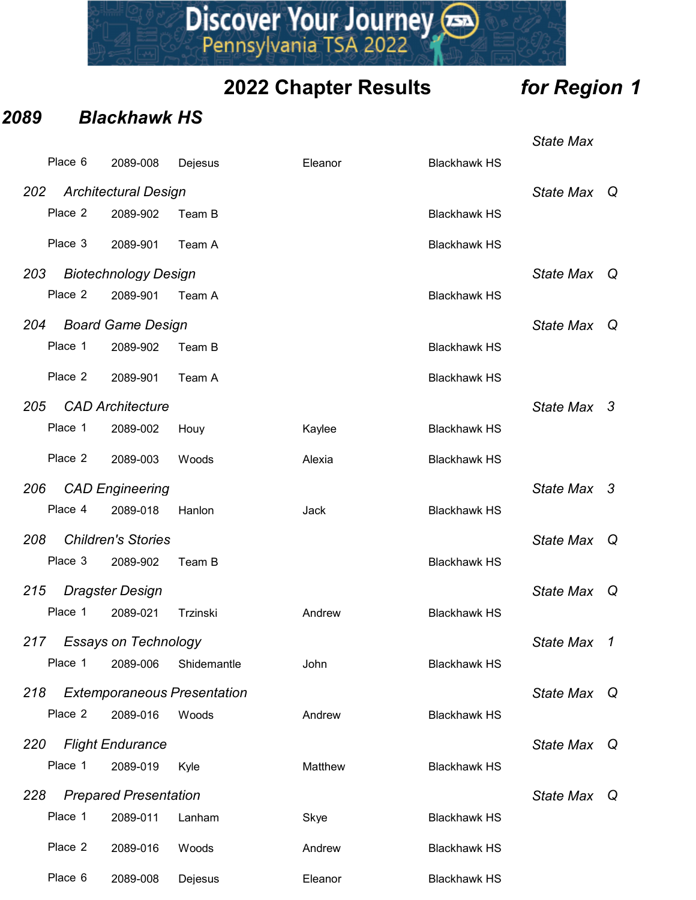Discover Your Journey
Pennsylvania TSA 2022

# 2022 Chapter Results *for Region 1*

## *2089 Blackhawk HS*

| | | | | | |
|---|---|---|---|---|---|
| | | | | | *State Max* |
| Place 6 | 2089-008 | Dejesus | Eleanor | Blackhawk HS | |

### *202 Architectural Design* — *State Max Q*

| | | | | |
|---|---|---|---|---|
| Place 2 | 2089-902 | Team B | | Blackhawk HS |
| Place 3 | 2089-901 | Team A | | Blackhawk HS |

### *203 Biotechnology Design* — *State Max Q*

| | | | | |
|---|---|---|---|---|
| Place 2 | 2089-901 | Team A | | Blackhawk HS |

### *204 Board Game Design* — *State Max Q*

| | | | | |
|---|---|---|---|---|
| Place 1 | 2089-902 | Team B | | Blackhawk HS |
| Place 2 | 2089-901 | Team A | | Blackhawk HS |

### *205 CAD Architecture* — *State Max 3*

| | | | | |
|---|---|---|---|---|
| Place 1 | 2089-002 | Houy | Kaylee | Blackhawk HS |
| Place 2 | 2089-003 | Woods | Alexia | Blackhawk HS |

### *206 CAD Engineering* — *State Max 3*

| | | | | |
|---|---|---|---|---|
| Place 4 | 2089-018 | Hanlon | Jack | Blackhawk HS |

### *208 Children's Stories* — *State Max Q*

| | | | | |
|---|---|---|---|---|
| Place 3 | 2089-902 | Team B | | Blackhawk HS |

### *215 Dragster Design* — *State Max Q*

| | | | | |
|---|---|---|---|---|
| Place 1 | 2089-021 | Trzinski | Andrew | Blackhawk HS |

### *217 Essays on Technology* — *State Max 1*

| | | | | |
|---|---|---|---|---|
| Place 1 | 2089-006 | Shidemantle | John | Blackhawk HS |

### *218 Extemporaneous Presentation* — *State Max Q*

| | | | | |
|---|---|---|---|---|
| Place 2 | 2089-016 | Woods | Andrew | Blackhawk HS |

### *220 Flight Endurance* — *State Max Q*

| | | | | |
|---|---|---|---|---|
| Place 1 | 2089-019 | Kyle | Matthew | Blackhawk HS |

### *228 Prepared Presentation* — *State Max Q*

| | | | | |
|---|---|---|---|---|
| Place 1 | 2089-011 | Lanham | Skye | Blackhawk HS |
| Place 2 | 2089-016 | Woods | Andrew | Blackhawk HS |
| Place 6 | 2089-008 | Dejesus | Eleanor | Blackhawk HS |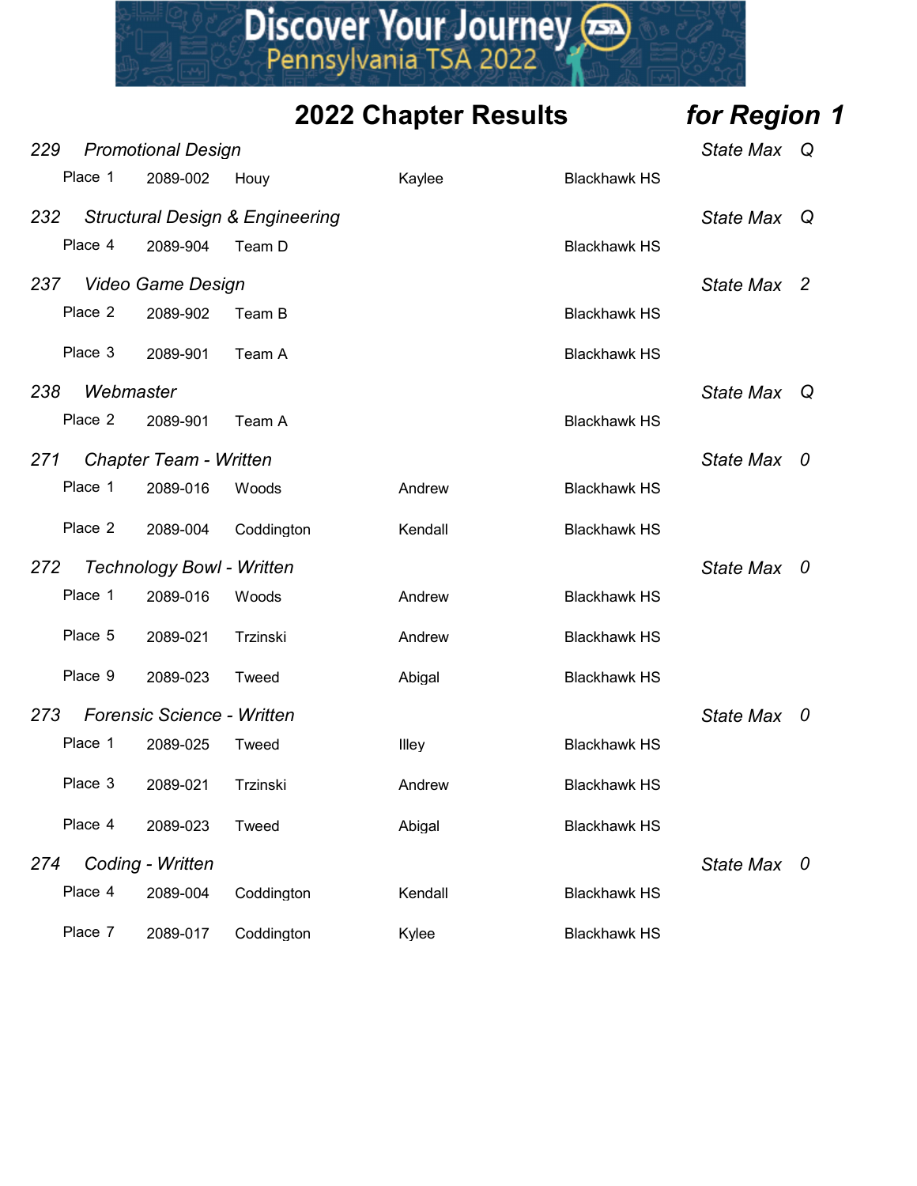## 2022 Chapter Results *for Region 1*

*229 Promotional Design* — *State Max Q*

| Place | ID | Name | First | School |
|---|---|---|---|---|
| Place 1 | 2089-002 | Houy | Kaylee | Blackhawk HS |

*232 Structural Design & Engineering* — *State Max Q*

| Place | ID | Name | First | School |
|---|---|---|---|---|
| Place 4 | 2089-904 | Team D | | Blackhawk HS |

*237 Video Game Design* — *State Max 2*

| Place | ID | Name | First | School |
|---|---|---|---|---|
| Place 2 | 2089-902 | Team B | | Blackhawk HS |
| Place 3 | 2089-901 | Team A | | Blackhawk HS |

*238 Webmaster* — *State Max Q*

| Place | ID | Name | First | School |
|---|---|---|---|---|
| Place 2 | 2089-901 | Team A | | Blackhawk HS |

*271 Chapter Team - Written* — *State Max 0*

| Place | ID | Name | First | School |
|---|---|---|---|---|
| Place 1 | 2089-016 | Woods | Andrew | Blackhawk HS |
| Place 2 | 2089-004 | Coddington | Kendall | Blackhawk HS |

*272 Technology Bowl - Written* — *State Max 0*

| Place | ID | Name | First | School |
|---|---|---|---|---|
| Place 1 | 2089-016 | Woods | Andrew | Blackhawk HS |
| Place 5 | 2089-021 | Trzinski | Andrew | Blackhawk HS |
| Place 9 | 2089-023 | Tweed | Abigal | Blackhawk HS |

*273 Forensic Science - Written* — *State Max 0*

| Place | ID | Name | First | School |
|---|---|---|---|---|
| Place 1 | 2089-025 | Tweed | Illey | Blackhawk HS |
| Place 3 | 2089-021 | Trzinski | Andrew | Blackhawk HS |
| Place 4 | 2089-023 | Tweed | Abigal | Blackhawk HS |

*274 Coding - Written* — *State Max 0*

| Place | ID | Name | First | School |
|---|---|---|---|---|
| Place 4 | 2089-004 | Coddington | Kendall | Blackhawk HS |
| Place 7 | 2089-017 | Coddington | Kylee | Blackhawk HS |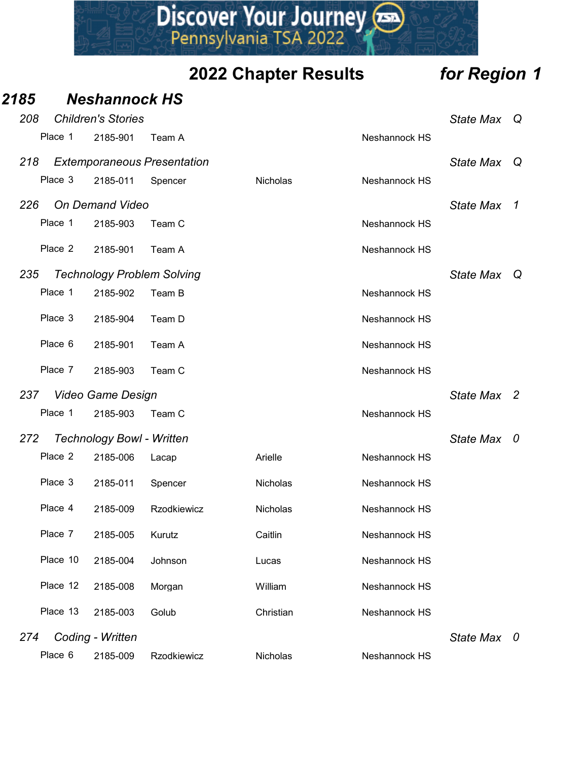# 2022 Chapter Results *for Region 1*

## *2185 Neshannock HS*

### *208 Children's Stories* — *State Max Q*

| | | | | |
|---|---|---|---|---|
| Place 1 | 2185-901 | Team A | | Neshannock HS |

### *218 Extemporaneous Presentation* — *State Max Q*

| | | | | |
|---|---|---|---|---|
| Place 3 | 2185-011 | Spencer | Nicholas | Neshannock HS |

### *226 On Demand Video* — *State Max 1*

| | | | | |
|---|---|---|---|---|
| Place 1 | 2185-903 | Team C | | Neshannock HS |
| Place 2 | 2185-901 | Team A | | Neshannock HS |

### *235 Technology Problem Solving* — *State Max Q*

| | | | | |
|---|---|---|---|---|
| Place 1 | 2185-902 | Team B | | Neshannock HS |
| Place 3 | 2185-904 | Team D | | Neshannock HS |
| Place 6 | 2185-901 | Team A | | Neshannock HS |
| Place 7 | 2185-903 | Team C | | Neshannock HS |

### *237 Video Game Design* — *State Max 2*

| | | | | |
|---|---|---|---|---|
| Place 1 | 2185-903 | Team C | | Neshannock HS |

### *272 Technology Bowl - Written* — *State Max 0*

| | | | | |
|---|---|---|---|---|
| Place 2 | 2185-006 | Lacap | Arielle | Neshannock HS |
| Place 3 | 2185-011 | Spencer | Nicholas | Neshannock HS |
| Place 4 | 2185-009 | Rzodkiewicz | Nicholas | Neshannock HS |
| Place 7 | 2185-005 | Kurutz | Caitlin | Neshannock HS |
| Place 10 | 2185-004 | Johnson | Lucas | Neshannock HS |
| Place 12 | 2185-008 | Morgan | William | Neshannock HS |
| Place 13 | 2185-003 | Golub | Christian | Neshannock HS |

### *274 Coding - Written* — *State Max 0*

| | | | | |
|---|---|---|---|---|
| Place 6 | 2185-009 | Rzodkiewicz | Nicholas | Neshannock HS |